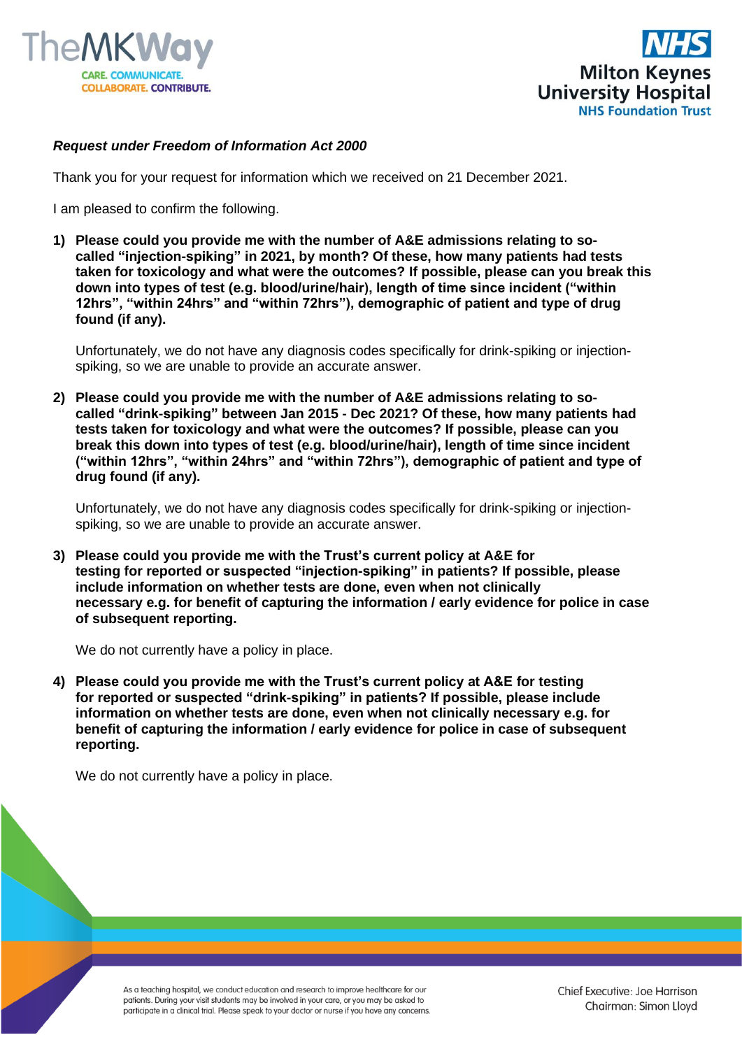*Request under Freedom of Information Act 2000*

Thank you for your request for information which we received on 21 December 2021.

I am pleased to confirm the following.

1) **Please could you provide me with the number of A&E admissions relating to so-called "injection-spiking" in 2021, by month? Of these, how many patients had tests taken for toxicology and what were the outcomes? If possible, please can you break this down into types of test (e.g. blood/urine/hair), length of time since incident ("within 12hrs", "within 24hrs" and "within 72hrs"), demographic of patient and type of drug found (if any).**

   Unfortunately, we do not have any diagnosis codes specifically for drink-spiking or injection-spiking, so we are unable to provide an accurate answer.

2) **Please could you provide me with the number of A&E admissions relating to so-called "drink-spiking" between Jan 2015 - Dec 2021? Of these, how many patients had tests taken for toxicology and what were the outcomes? If possible, please can you break this down into types of test (e.g. blood/urine/hair), length of time since incident ("within 12hrs", "within 24hrs" and "within 72hrs"), demographic of patient and type of drug found (if any).**

   Unfortunately, we do not have any diagnosis codes specifically for drink-spiking or injection-spiking, so we are unable to provide an accurate answer.

3) **Please could you provide me with the Trust's current policy at A&E for testing for reported or suspected "injection-spiking" in patients? If possible, please include information on whether tests are done, even when not clinically necessary e.g. for benefit of capturing the information / early evidence for police in case of subsequent reporting.**

   We do not currently have a policy in place.

4) **Please could you provide me with the Trust's current policy at A&E for testing for reported or suspected "drink-spiking" in patients? If possible, please include information on whether tests are done, even when not clinically necessary e.g. for benefit of capturing the information / early evidence for police in case of subsequent reporting.**

   We do not currently have a policy in place.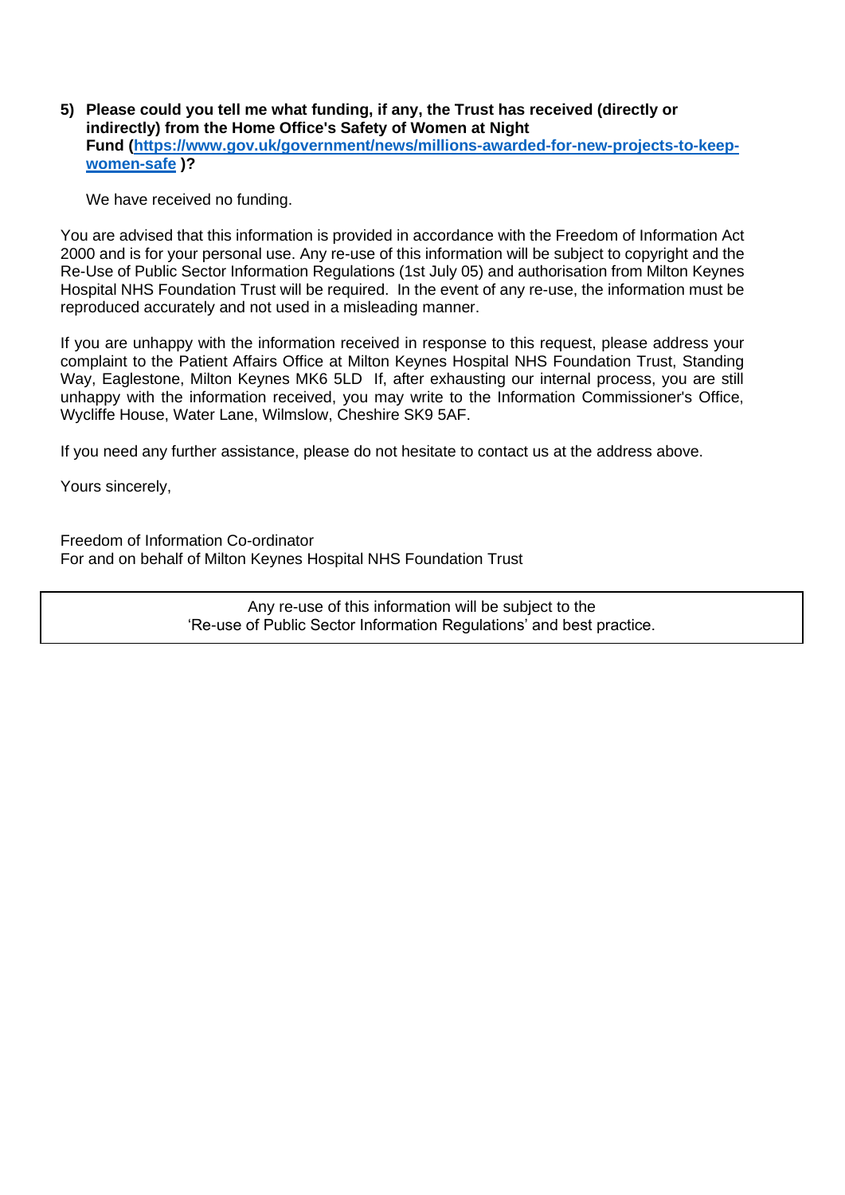5) **Please could you tell me what funding, if any, the Trust has received (directly or indirectly) from the Home Office's Safety of Women at Night Fund ([https://www.gov.uk/government/news/millions-awarded-for-new-projects-to-keep-women-safe](https://www.gov.uk/government/news/millions-awarded-for-new-projects-to-keep-women-safe) )?**

   We have received no funding.

You are advised that this information is provided in accordance with the Freedom of Information Act 2000 and is for your personal use. Any re-use of this information will be subject to copyright and the Re-Use of Public Sector Information Regulations (1st July 05) and authorisation from Milton Keynes Hospital NHS Foundation Trust will be required. In the event of any re-use, the information must be reproduced accurately and not used in a misleading manner.

If you are unhappy with the information received in response to this request, please address your complaint to the Patient Affairs Office at Milton Keynes Hospital NHS Foundation Trust, Standing Way, Eaglestone, Milton Keynes MK6 5LD If, after exhausting our internal process, you are still unhappy with the information received, you may write to the Information Commissioner's Office, Wycliffe House, Water Lane, Wilmslow, Cheshire SK9 5AF.

If you need any further assistance, please do not hesitate to contact us at the address above.

Yours sincerely,

Freedom of Information Co-ordinator
For and on behalf of Milton Keynes Hospital NHS Foundation Trust

Any re-use of this information will be subject to the 'Re-use of Public Sector Information Regulations' and best practice.